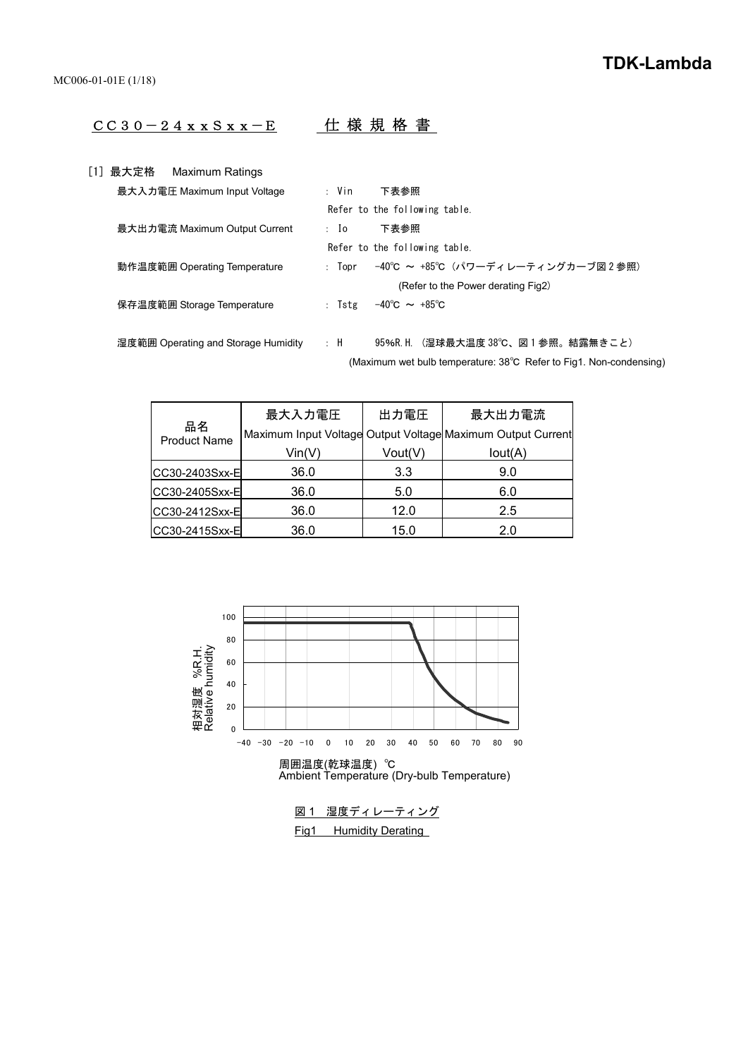**TDK-Lambda**

MC006-01-01E

# ＣＣ３０－２４ｘｘＳｘｘ－Ｅ　仕様規格書

## [1] 最大定格　Maximum Ratings

| | | |
|---|---|---|
| 最大入力電圧 Maximum Input Voltage | : Vin | 下表参照 Refer to the following table. |
| 最大出力電流 Maximum Output Current | : Io | 下表参照 Refer to the following table. |
| 動作温度範囲 Operating Temperature | : Topr | -40℃ ～ +85℃（パワーディレーティングカーブ図２参照）(Refer to the Power derating Fig2) |
| 保存温度範囲 Storage Temperature | : Tstg | -40℃ ～ +85℃ |
| 湿度範囲 Operating and Storage Humidity | : H | 95%R.H.（湿球最大温度38℃、図１参照。結露無きこと）(Maximum wet bulb temperature: 38℃ Refer to Fig1. Non-condensing) |

| 品名 Product Name | 最大入力電圧 Maximum Input Voltage Vin(V) | 出力電圧 Output Voltage Vout(V) | 最大出力電流 Maximum Output Current Iout(A) |
|---|---|---|---|
| CC30-2403Sxx-E | 36.0 | 3.3 | 9.0 |
| CC30-2405Sxx-E | 36.0 | 5.0 | 6.0 |
| CC30-2412Sxx-E | 36.0 | 12.0 | 2.5 |
| CC30-2415Sxx-E | 36.0 | 15.0 | 2.0 |

図１　湿度ディレーティング

Fig1　Humidity Derating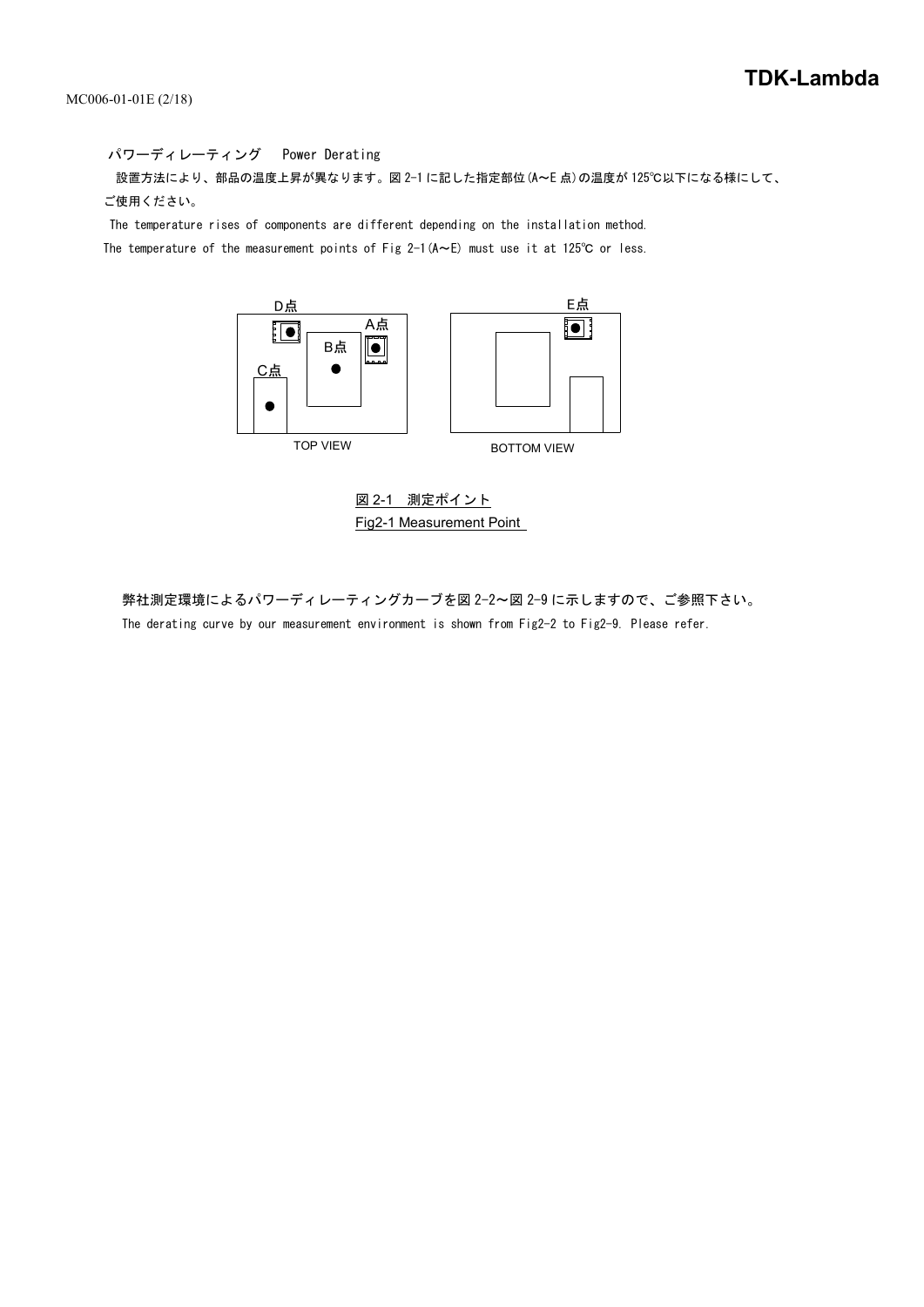## パワーディレーティング　Power Derating

設置方法により、部品の温度上昇が異なります。図 2-1 に記した指定部位(A～E 点)の温度が 125℃以下になる様にして、ご使用ください。

The temperature rises of components are different depending on the installation method.
The temperature of the measurement points of Fig 2-1(A～E) must use it at 125℃ or less.

D点　A点　B点　C点　E点

TOP VIEW　BOTTOM VIEW

図 2-1　測定ポイント
Fig2-1 Measurement Point

弊社測定環境によるパワーディレーティングカーブを図 2-2～図 2-9 に示しますので、ご参照下さい。

The derating curve by our measurement environment is shown from Fig2-2 to Fig2-9. Please refer.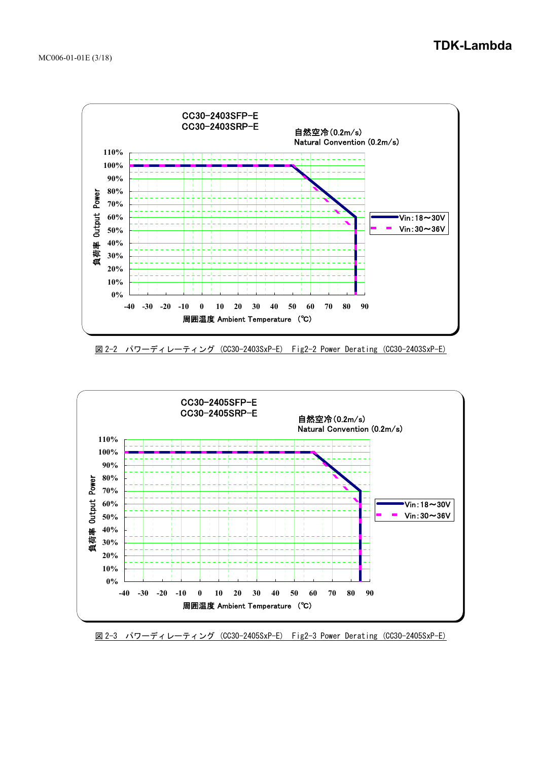CC30-2403SFP-E
CC30-2403SRP-E

自然空冷(0.2m/s)
Natural Convention (0.2m/s)

図 2-2　パワーディレーティング (CC30-2403SxP-E)　Fig2-2 Power Derating (CC30-2403SxP-E)

CC30-2405SFP-E
CC30-2405SRP-E

自然空冷(0.2m/s)
Natural Convention (0.2m/s)

図 2-3　パワーディレーティング (CC30-2405SxP-E)　Fig2-3 Power Derating (CC30-2405SxP-E)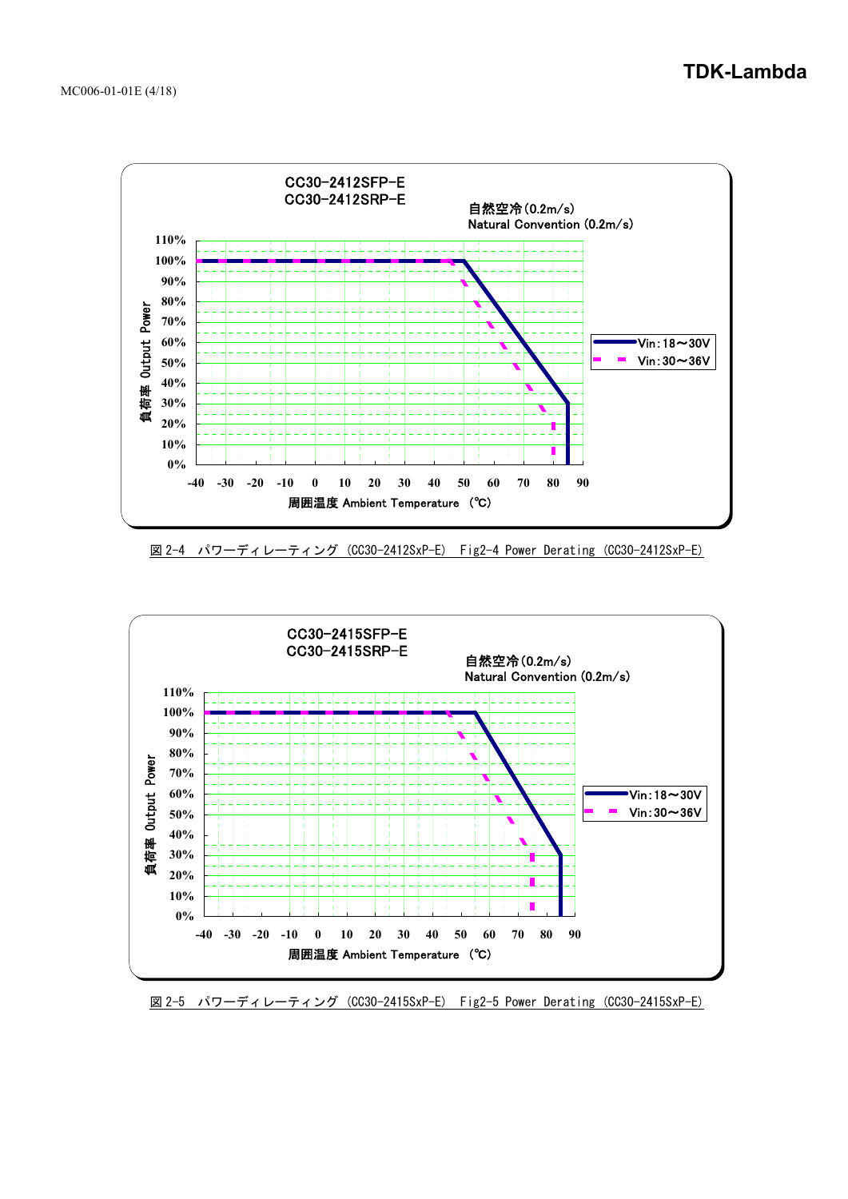CC30-2412SFP-E
CC30-2412SRP-E

自然空冷(0.2m/s)
Natural Convention (0.2m/s)

負荷率 Output Power: 110%, 100%, 90%, 80%, 70%, 60%, 50%, 40%, 30%, 20%, 10%, 0%

周囲温度 Ambient Temperature (℃): -40, -30, -20, -10, 0, 10, 20, 30, 40, 50, 60, 70, 80, 90

Vin:18～30V
Vin:30～36V

図 2-4　パワーディレーティング (CC30-2412SxP-E)　Fig2-4 Power Derating (CC30-2412SxP-E)

CC30-2415SFP-E
CC30-2415SRP-E

自然空冷(0.2m/s)
Natural Convention (0.2m/s)

負荷率 Output Power: 110%, 100%, 90%, 80%, 70%, 60%, 50%, 40%, 30%, 20%, 10%, 0%

周囲温度 Ambient Temperature (℃): -40, -30, -20, -10, 0, 10, 20, 30, 40, 50, 60, 70, 80, 90

Vin:18～30V
Vin:30～36V

図 2-5　パワーディレーティング (CC30-2415SxP-E)　Fig2-5 Power Derating (CC30-2415SxP-E)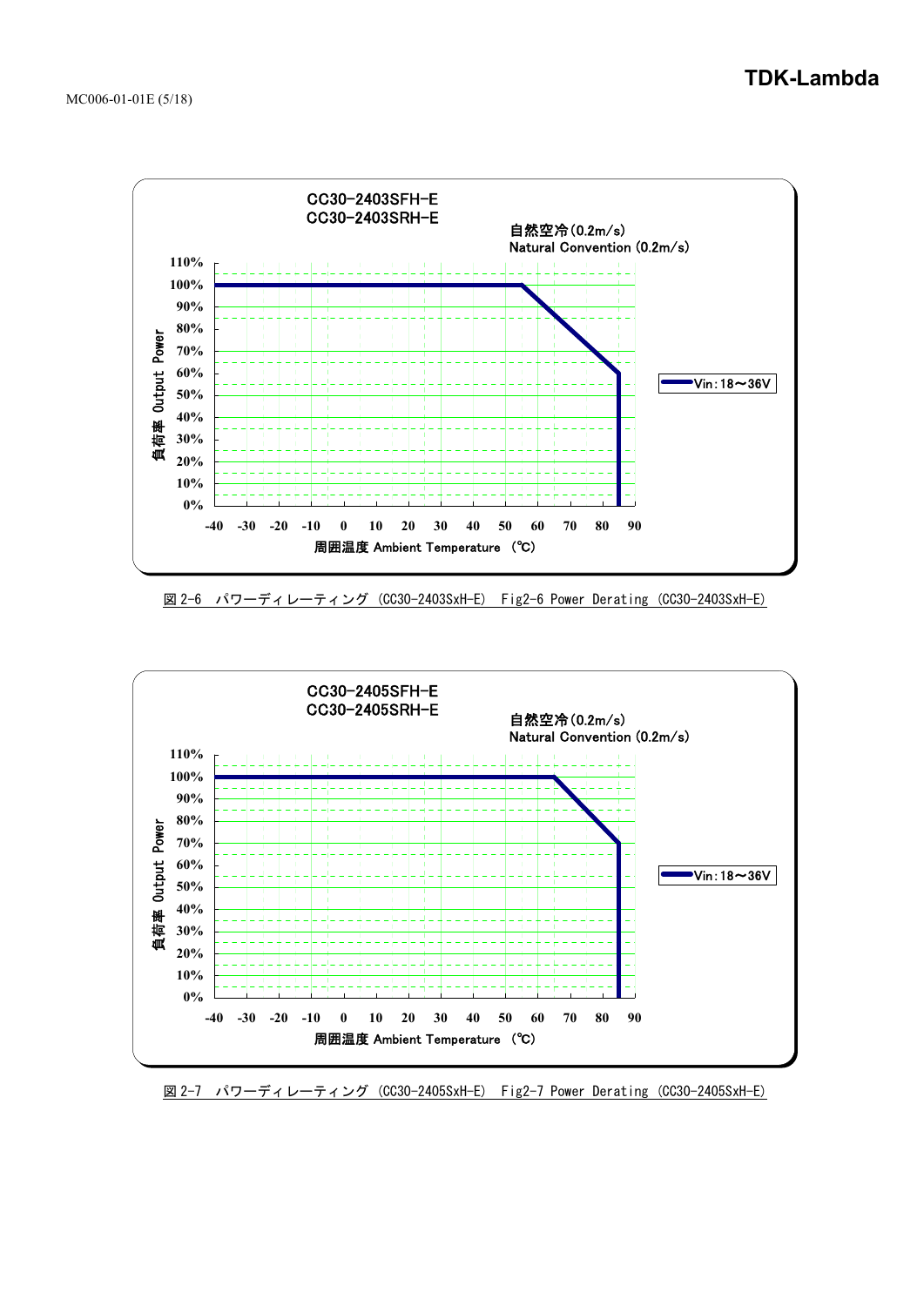CC30-2403SFH-E
CC30-2403SRH-E

自然空冷(0.2m/s)
Natural Convention (0.2m/s)

負荷率 Output Power

110%
100%
90%
80%
70%
60%
50%
40%
30%
20%
10%
0%

-40 -30 -20 -10 0 10 20 30 40 50 60 70 80 90

周囲温度 Ambient Temperature (℃)

Vin:18～36V

図 2-6 パワーディレーティング (CC30-2403SxH-E) Fig2-6 Power Derating (CC30-2403SxH-E)

CC30-2405SFH-E
CC30-2405SRH-E

自然空冷(0.2m/s)
Natural Convention (0.2m/s)

負荷率 Output Power

110%
100%
90%
80%
70%
60%
50%
40%
30%
20%
10%
0%

-40 -30 -20 -10 0 10 20 30 40 50 60 70 80 90

周囲温度 Ambient Temperature (℃)

Vin:18～36V

図 2-7 パワーディレーティング (CC30-2405SxH-E) Fig2-7 Power Derating (CC30-2405SxH-E)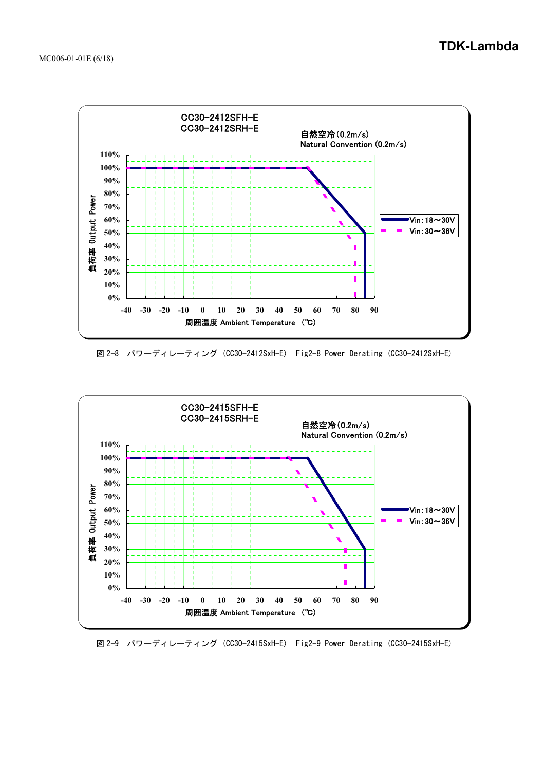CC30-2412SFH-E
CC30-2412SRH-E

自然空冷(0.2m/s)
Natural Convention (0.2m/s)

負荷率 Output Power

110%
100%
90%
80%
70%
60%
50%
40%
30%
20%
10%
0%

-40 -30 -20 -10 0 10 20 30 40 50 60 70 80 90

周囲温度 Ambient Temperature (℃)

Vin:18～30V
Vin:30～36V

図 2-8 パワーディレーティング (CC30-2412SxH-E) Fig2-8 Power Derating (CC30-2412SxH-E)

CC30-2415SFH-E
CC30-2415SRH-E

自然空冷(0.2m/s)
Natural Convention (0.2m/s)

負荷率 Output Power

110%
100%
90%
80%
70%
60%
50%
40%
30%
20%
10%
0%

-40 -30 -20 -10 0 10 20 30 40 50 60 70 80 90

周囲温度 Ambient Temperature (℃)

Vin:18～30V
Vin:30～36V

図 2-9 パワーディレーティング (CC30-2415SxH-E) Fig2-9 Power Derating (CC30-2415SxH-E)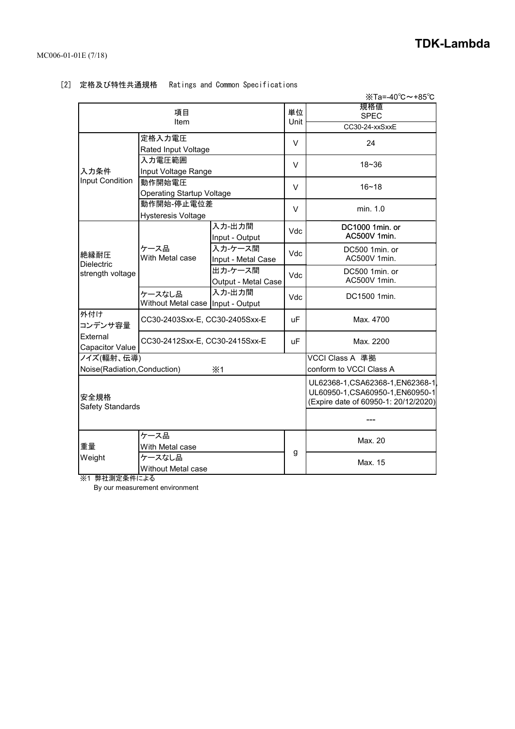[2] 定格及び特性共通規格　Ratings and Common Specifications

※Ta=-40℃～+85℃

| 項目<br>Item | | | 単位<br>Unit | 規格値<br>SPEC<br>CC30-24-xxSxxE |
|---|---|---|---|---|
| 入力条件<br>Input Condition | 定格入力電圧<br>Rated Input Voltage | | V | 24 |
| | 入力電圧範囲<br>Input Voltage Range | | V | 18~36 |
| | 動作開始電圧<br>Operating Startup Voltage | | V | 16~18 |
| | 動作開始-停止電位差<br>Hysteresis Voltage | | V | min. 1.0 |
| 絶縁耐圧<br>Dielectric strength voltage | ケース品<br>With Metal case | 入力-出力間<br>Input - Output | Vdc | DC1000 1min. or AC500V 1min. |
| | | 入力-ケース間<br>Input - Metal Case | Vdc | DC500 1min. or AC500V 1min. |
| | | 出力-ケース間<br>Output - Metal Case | Vdc | DC500 1min. or AC500V 1min. |
| | ケースなし品<br>Without Metal case | 入力-出力間<br>Input - Output | Vdc | DC1500 1min. |
| 外付け<br>コンデンサ容量<br>External Capacitor Value | CC30-2403Sxx-E, CC30-2405Sxx-E | | uF | Max. 4700 |
| | CC30-2412Sxx-E, CC30-2415Sxx-E | | uF | Max. 2200 |
| ノイズ(輻射、伝導)<br>Noise(Radiation,Conduction) ※1 | | | | VCCI Class A 準拠<br>conform to VCCI Class A |
| 安全規格<br>Safety Standards | | | | UL62368-1,CSA62368-1,EN62368-1,<br>UL60950-1,CSA60950-1,EN60950-1<br>(Expire date of 60950-1: 20/12/2020) |
| | | | | --- |
| 重量<br>Weight | ケース品<br>With Metal case | | g | Max. 20 |
| | ケースなし品<br>Without Metal case | | g | Max. 15 |

※1 弊社測定条件による
By our measurement environment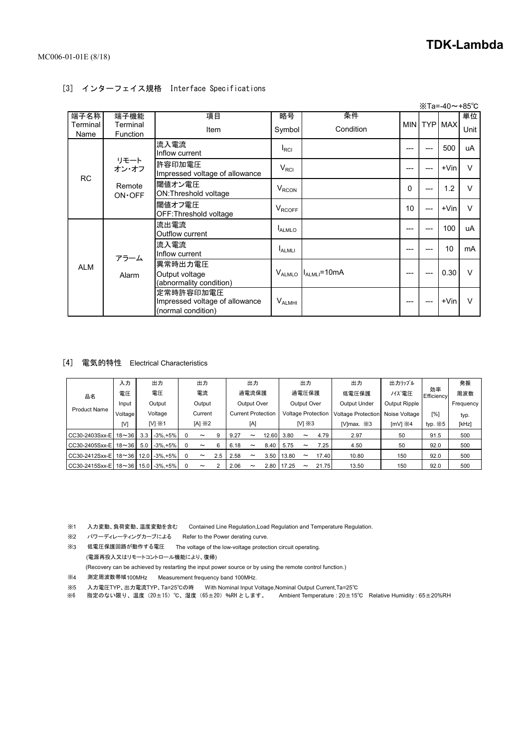## [3] インターフェイス規格 Interface Specifications

※Ta=-40～+85℃

| 端子名称 Terminal Name | 端子機能 Terminal Function | 項目 Item | 略号 Symbol | 条件 Condition | MIN | TYP | MAX | 単位 Unit |
|---|---|---|---|---|---|---|---|---|
| RC | リモート オン・オフ Remote ON・OFF | 流入電流 Inflow current | $I_{RCI}$ | | --- | --- | 500 | uA |
| | | 許容印加電圧 Impressed voltage of allowance | $V_{RCI}$ | | --- | --- | +Vin | V |
| | | 閾値オン電圧 ON:Threshold voltage | $V_{RCON}$ | | 0 | --- | 1.2 | V |
| | | 閾値オフ電圧 OFF:Threshold voltage | $V_{RCOFF}$ | | 10 | --- | +Vin | V |
| ALM | アラーム Alarm | 流出電流 Outflow current | $I_{ALMLO}$ | | --- | --- | 100 | uA |
| | | 流入電流 Inflow current | $I_{ALMLI}$ | | --- | --- | 10 | mA |
| | | 異常時出力電圧 Output voltage (abnormality condition) | $V_{ALMLO}$ | $I_{ALMLI}$=10mA | --- | --- | 0.30 | V |
| | | 定常時許容印加電圧 Impressed voltage of allowance (normal condition) | $V_{ALMHI}$ | | --- | --- | +Vin | V |

## [4] 電気的特性 Electrical Characteristics

| 品名 Product Name | 入力電圧 Input Voltage [V] | 出力電圧 Output Voltage [V] ※1 | | 出力電流 Output Current [A] ※2 | 出力過電流保護 Output Over Current Protection [A] | 出力過電圧保護 Output Over Voltage Protection [V] ※3 | 出力低電圧保護 Output Under Voltage Protection [V]max. ※3 | 出力リップルノイズ電圧 Output Ripple Noise Voltage [mV] ※4 | 効率 Efficiency [%] typ. ※5 | 発振周波数 Frequency typ. [kHz] |
|---|---|---|---|---|---|---|---|---|---|---|
| CC30-2403Sxx-E | 18～36 | 3.3 | -3%,+5% | 0 ～ 9 | 9.27 ～ 12.60 | 3.80 ～ 4.79 | 2.97 | 50 | 91.5 | 500 |
| CC30-2405Sxx-E | 18～36 | 5.0 | -3%,+5% | 0 ～ 6 | 6.18 ～ 8.40 | 5.75 ～ 7.25 | 4.50 | 50 | 92.0 | 500 |
| CC30-2412Sxx-E | 18～36 | 12.0 | -3%,+5% | 0 ～ 2.5 | 2.58 ～ 3.50 | 13.80 ～ 17.40 | 10.80 | 150 | 92.0 | 500 |
| CC30-2415Sxx-E | 18～36 | 15.0 | -3%,+5% | 0 ～ 2 | 2.06 ～ 2.80 | 17.25 ～ 21.75 | 13.50 | 150 | 92.0 | 500 |

※1 入力変動、負荷変動、温度変動を含む Contained Line Regulation,Load Regulation and Temperature Regulation.

※2 パワーディレーティングカーブによる Refer to the Power derating curve.

※3 低電圧保護回路が動作する電圧 The voltage of the low-voltage protection circuit operating.
(電源再投入又はリモートコントロール機能により、復帰)
(Recovery can be achieved by restarting the input power source or by using the remote control function.)

※4 測定周波数帯域100MHz Measurement frequency band 100MHz.

※5 入力電圧TYP、出力電流TYP、Ta=25℃の時 With Nominal Input Voltage,Nominal Output Current,Ta=25℃

※6 指定のない限り、温度（20±15）℃、湿度（65±20）%RH とします。 Ambient Temperature : 20±15℃ Relative Humidity : 65±20%RH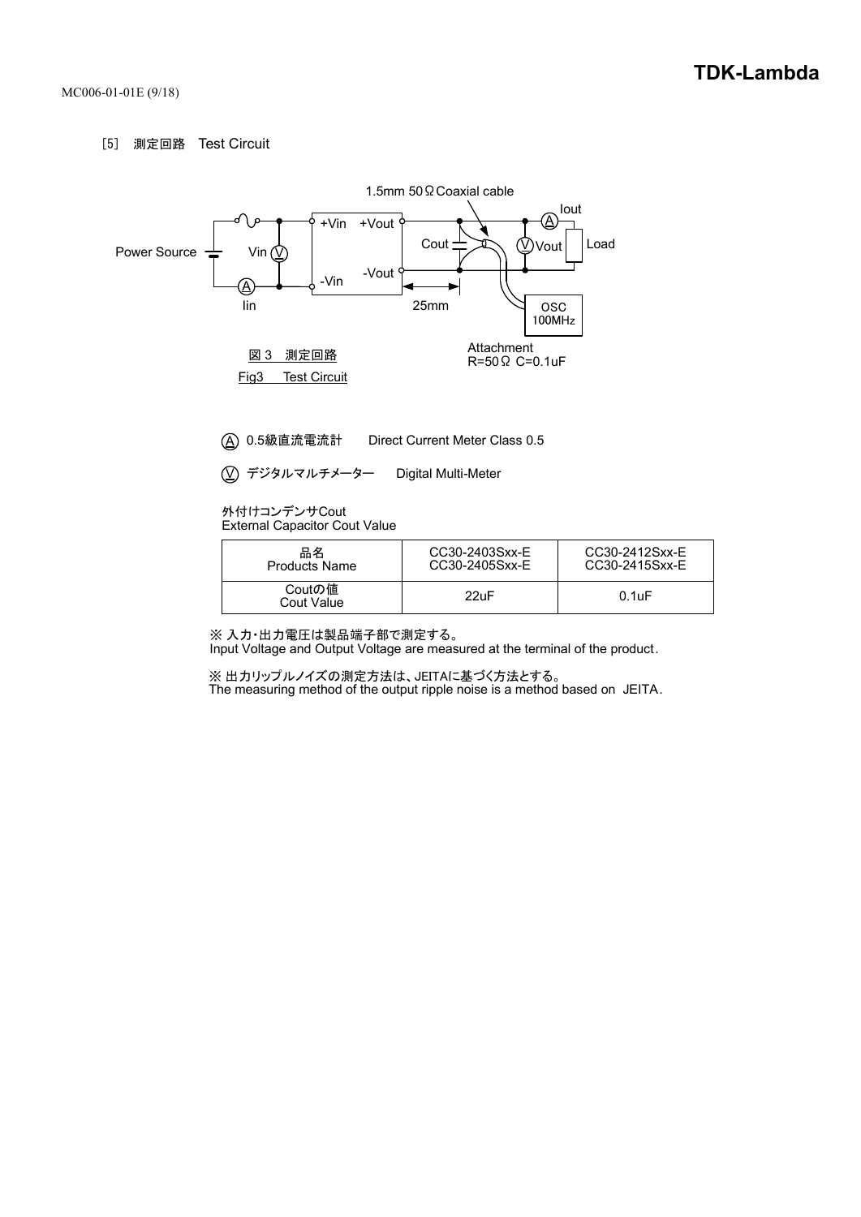## [5] 測定回路　Test Circuit

1.5mm 50Ω Coaxial cable

Power Source　Vin　Iin　+Vin　-Vin　+Vout　-Vout　Cout　25mm　Iout　Vout　Load　OSC 100MHz

Attachment
R=50Ω C=0.1uF

図 3　測定回路
Fig3　Test Circuit

(A) 0.5級直流電流計　Direct Current Meter Class 0.5

(V) デジタルマルチメーター　Digital Multi-Meter

外付けコンデンサCout
External Capacitor Cout Value

| 品名<br>Products Name | CC30-2403Sxx-E<br>CC30-2405Sxx-E | CC30-2412Sxx-E<br>CC30-2415Sxx-E |
|---|---|---|
| Coutの値<br>Cout Value | 22uF | 0.1uF |

※ 入力・出力電圧は製品端子部で測定する。
Input Voltage and Output Voltage are measured at the terminal of the product.

※ 出力リップルノイズの測定方法は、JEITAに基づく方法とする。
The measuring method of the output ripple noise is a method based on JEITA.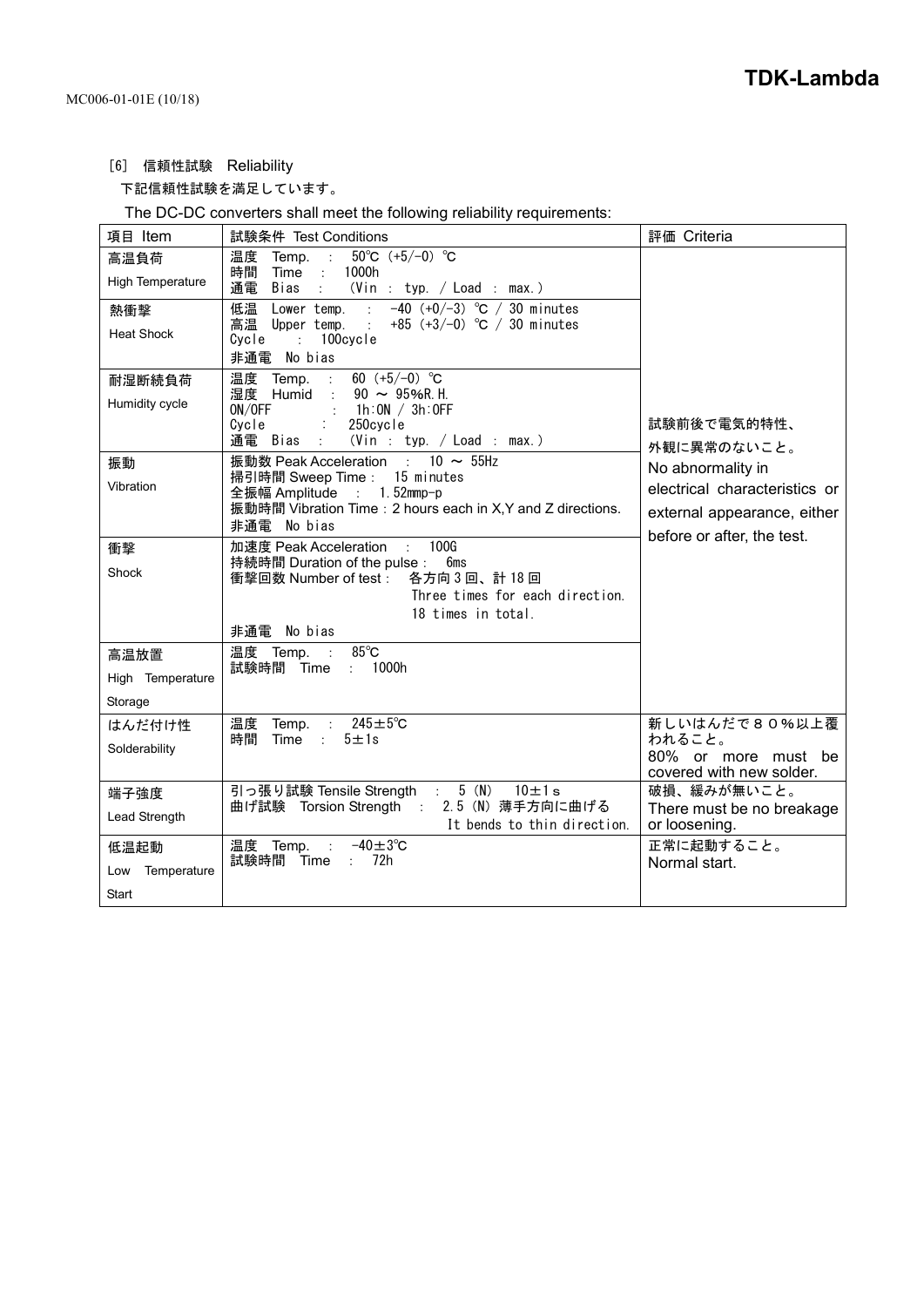[6] 信頼性試験　Reliability

下記信頼性試験を満足しています。

The DC-DC converters shall meet the following reliability requirements:

| 項目 Item | 試験条件 Test Conditions | 評価 Criteria |
|---|---|---|
| 高温負荷<br>High Temperature | 温度　Temp.　：　50℃ (+5/−0) ℃<br>時間　Time　：　1000h<br>通電　Bias　：　(Vin : typ. / Load : max.) | 試験前後で電気的特性、外観に異常のないこと。<br>No abnormality in electrical characteristics or external appearance, either before or after, the test. |
| 熱衝撃<br>Heat Shock | 低温　Lower temp.　：　−40 (+0/−3) ℃ / 30 minutes<br>高温　Upper temp.　：　+85 (+3/−0) ℃ / 30 minutes<br>Cycle　：　100cycle<br>非通電　No bias | |
| 耐湿断続負荷<br>Humidity cycle | 温度　Temp.　：　60 (+5/−0) ℃<br>湿度　Humid　：　90 ～ 95%R.H.<br>ON/OFF　：　1h:ON / 3h:OFF<br>Cycle　：　250cycle<br>通電　Bias　：　(Vin : typ. / Load : max.) | |
| 振動<br>Vibration | 振動数 Peak Acceleration　：　10 ～ 55Hz<br>掃引時間 Sweep Time：　15 minutes<br>全振幅 Amplitude　：　1.52mmp-p<br>振動時間 Vibration Time：2 hours each in X,Y and Z directions.<br>非通電　No bias | |
| 衝撃<br>Shock | 加速度 Peak Acceleration　：　100G<br>持続時間 Duration of the pulse：　6ms<br>衝撃回数 Number of test：　各方向3回、計18回<br>Three times for each direction.<br>18 times in total.<br>非通電　No bias | |
| 高温放置<br>High Temperature Storage | 温度　Temp.　：　85℃<br>試験時間　Time　：　1000h | |
| はんだ付け性<br>Solderability | 温度　Temp.　：　245±5℃<br>時間　Time　：　5±1s | 新しいはんだで８０%以上覆われること。<br>80% or more must be covered with new solder. |
| 端子強度<br>Lead Strength | 引っ張り試験 Tensile Strength　：　5 (N)　10±1s<br>曲げ試験　Torsion Strength　：　2.5 (N) 薄手方向に曲げる<br>It bends to thin direction. | 破損、緩みが無いこと。<br>There must be no breakage or loosening. |
| 低温起動<br>Low Temperature Start | 温度　Temp.　：　−40±3℃<br>試験時間　Time　：　72h | 正常に起動すること。<br>Normal start. |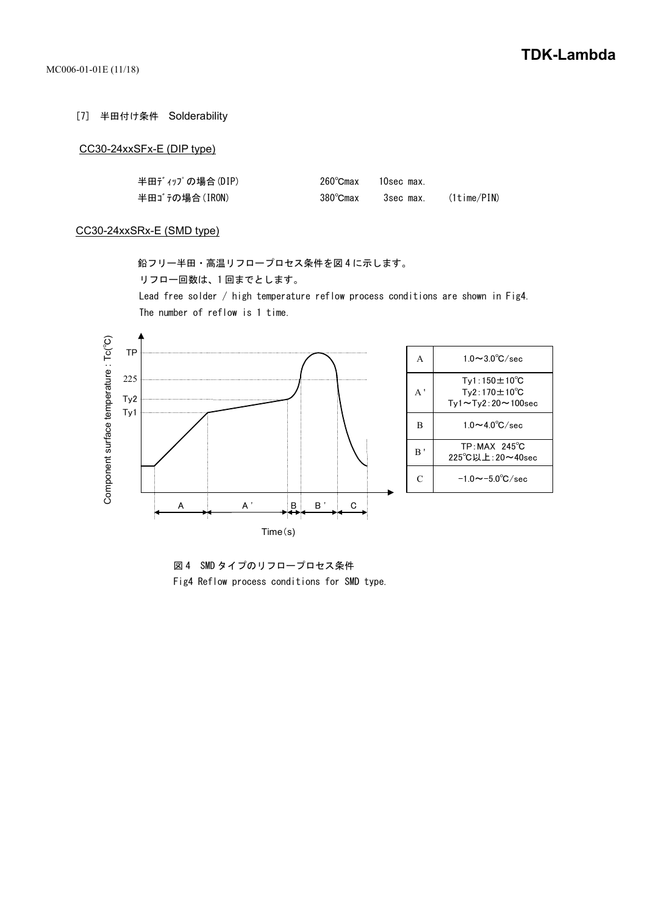[7] 半田付け条件 Solderability

CC30-24xxSFx-E (DIP type)

| | | | |
|---|---|---|---|
| 半田ﾃﾞｨｯﾌﾟの場合(DIP) | 260℃max | 10sec max. | |
| 半田ｺﾞﾃの場合(IRON) | 380℃max | 3sec max. | (1time/PIN) |

CC30-24xxSRx-E (SMD type)

鉛フリー半田・高温リフロープロセス条件を図4に示します。
リフロー回数は、1回までとします。
Lead free solder / high temperature reflow process conditions are shown in Fig4.
The number of reflow is 1 time.

| | |
|---|---|
| A | 1.0～3.0℃/sec |
| A' | Ty1:150±10℃<br>Ty2:170±10℃<br>Ty1～Ty2:20～100sec |
| B | 1.0～4.0℃/sec |
| B' | TP:MAX 245℃<br>225℃以上:20～40sec |
| C | -1.0～-5.0℃/sec |

図4 SMDタイプのリフロープロセス条件
Fig4 Reflow process conditions for SMD type.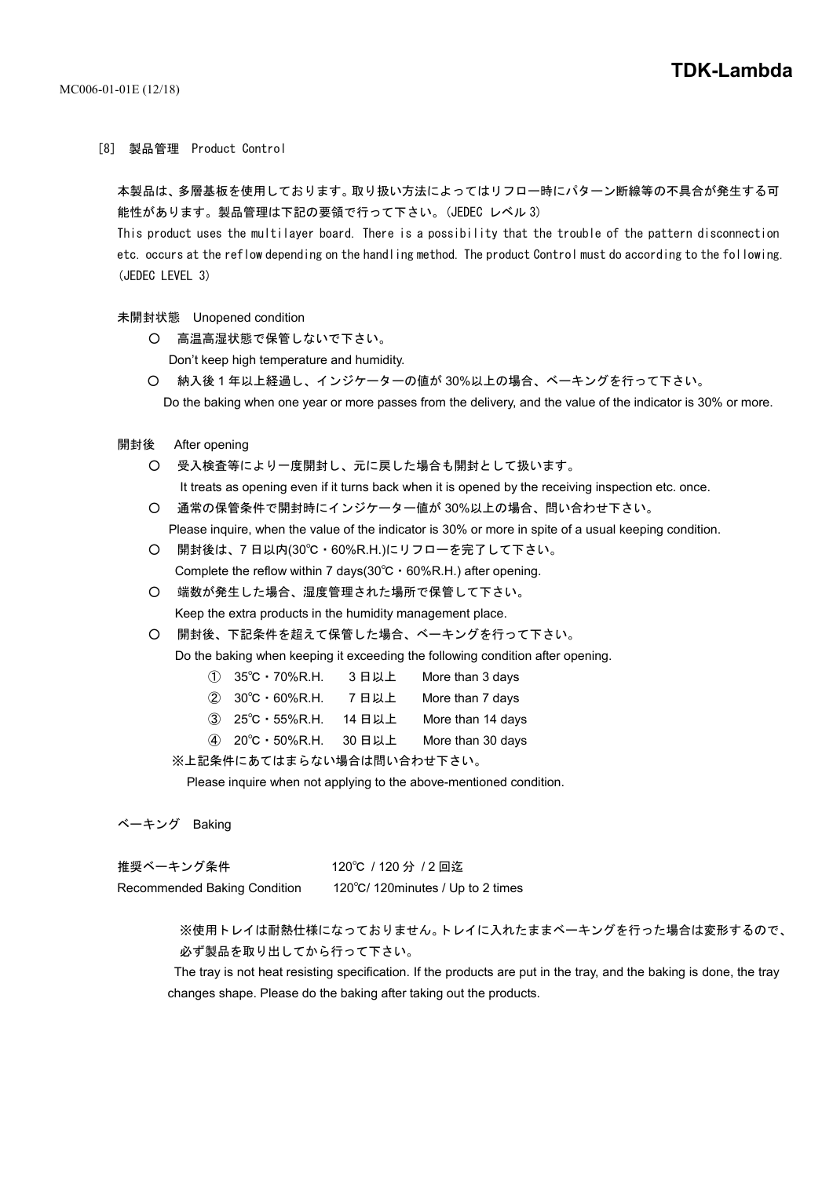## [8] 製品管理 Product Control

本製品は、多層基板を使用しております。取り扱い方法によってはリフロー時にパターン断線等の不具合が発生する可能性があります。製品管理は下記の要領で行って下さい。(JEDEC レベル 3)
This product uses the multilayer board. There is a possibility that the trouble of the pattern disconnection etc. occurs at the reflow depending on the handling method. The product Control must do according to the following. (JEDEC LEVEL 3)

未開封状態 Unopened condition

- ○ 高温高湿状態で保管しないで下さい。
  Don't keep high temperature and humidity.
- ○ 納入後 1 年以上経過し、インジケーターの値が 30%以上の場合、ベーキングを行って下さい。
  Do the baking when one year or more passes from the delivery, and the value of the indicator is 30% or more.

開封後 After opening

- ○ 受入検査等により一度開封し、元に戻した場合も開封として扱います。
  It treats as opening even if it turns back when it is opened by the receiving inspection etc. once.
- ○ 通常の保管条件で開封時にインジケーター値が 30%以上の場合、問い合わせ下さい。
  Please inquire, when the value of the indicator is 30% or more in spite of a usual keeping condition.
- ○ 開封後は、7 日以内(30℃・60%R.H.)にリフローを完了して下さい。
  Complete the reflow within 7 days(30℃・60%R.H.) after opening.
- ○ 端数が発生した場合、湿度管理された場所で保管して下さい。
  Keep the extra products in the humidity management place.
- ○ 開封後、下記条件を超えて保管した場合、ベーキングを行って下さい。
  Do the baking when keeping it exceeding the following condition after opening.
  - ① 35℃・70%R.H. 3 日以上 More than 3 days
  - ② 30℃・60%R.H. 7 日以上 More than 7 days
  - ③ 25℃・55%R.H. 14 日以上 More than 14 days
  - ④ 20℃・50%R.H. 30 日以上 More than 30 days

  ※上記条件にあてはまらない場合は問い合わせ下さい。
  Please inquire when not applying to the above-mentioned condition.

ベーキング Baking

| | |
|---|---|
| 推奨ベーキング条件 | 120℃ / 120 分 / 2 回迄 |
| Recommended Baking Condition | 120℃/ 120minutes / Up to 2 times |

※使用トレイは耐熱仕様になっておりません。トレイに入れたままベーキングを行った場合は変形するので、必ず製品を取り出してから行って下さい。
The tray is not heat resisting specification. If the products are put in the tray, and the baking is done, the tray changes shape. Please do the baking after taking out the products.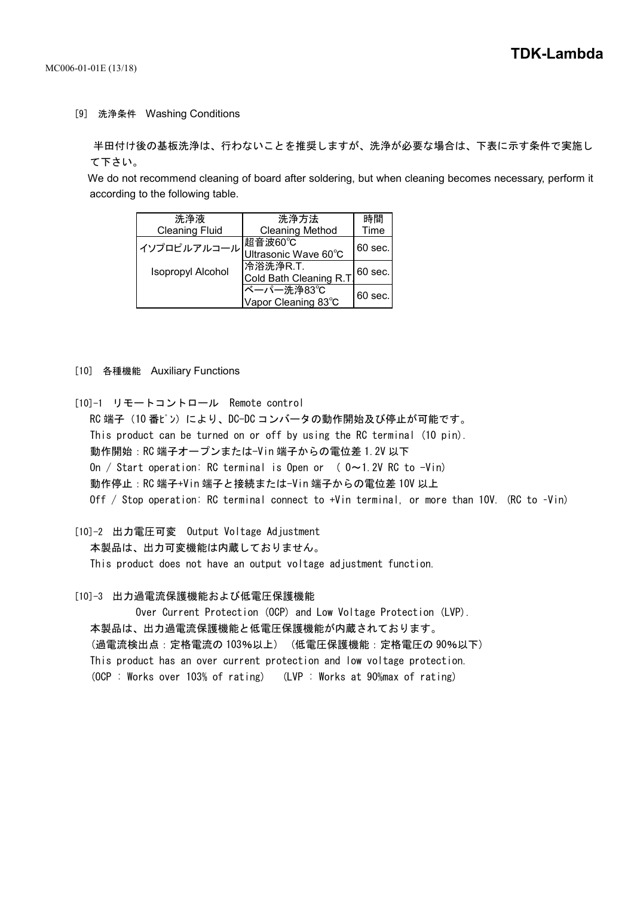## [9] 洗浄条件　Washing Conditions

半田付け後の基板洗浄は、行わないことを推奨しますが、洗浄が必要な場合は、下表に示す条件で実施して下さい。

We do not recommend cleaning of board after soldering, but when cleaning becomes necessary, perform it according to the following table.

| 洗浄液<br>Cleaning Fluid | 洗浄方法<br>Cleaning Method | 時間<br>Time |
|---|---|---|
| イソプロピルアルコール<br>Isopropyl Alcohol | 超音波60℃<br>Ultrasonic Wave 60℃ | 60 sec. |
| | 冷浴洗浄R.T.<br>Cold Bath Cleaning R.T. | 60 sec. |
| | ベーパー洗浄83℃<br>Vapor Cleaning 83℃ | 60 sec. |

## [10] 各種機能　Auxiliary Functions

### [10]-1 リモートコントロール　Remote control

RC端子（10番ﾋﾟﾝ）により、DC-DCコンバータの動作開始及び停止が可能です。
This product can be turned on or off by using the RC terminal (10 pin).
動作開始：RC端子オープンまたは-Vin端子からの電位差1.2V以下
On / Start operation: RC terminal is Open or ( 0～1.2V RC to -Vin)
動作停止：RC端子+Vin端子と接続または-Vin端子からの電位差10V以上
Off / Stop operation: RC terminal connect to +Vin terminal, or more than 10V. (RC to -Vin)

### [10]-2 出力電圧可変　Output Voltage Adjustment

本製品は、出力可変機能は内蔵しておりません。
This product does not have an output voltage adjustment function.

### [10]-3 出力過電流保護機能および低電圧保護機能 Over Current Protection (OCP) and Low Voltage Protection (LVP).

本製品は、出力過電流保護機能と低電圧保護機能が内蔵されております。
（過電流検出点：定格電流の103%以上）（低電圧保護機能：定格電圧の90%以下）
This product has an over current protection and low voltage protection.
(OCP : Works over 103% of rating)　(LVP : Works at 90%max of rating)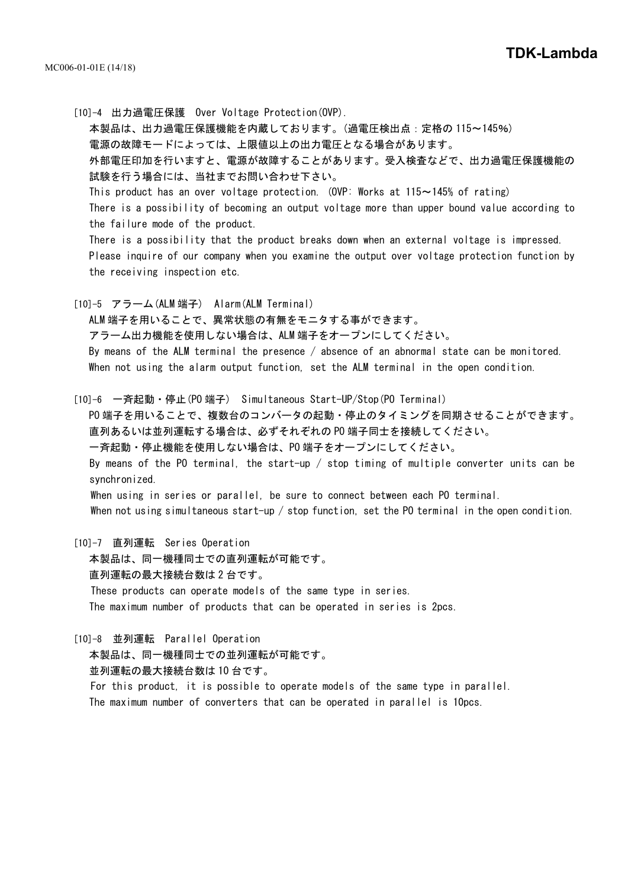### [10]-4 出力過電圧保護　Over Voltage Protection(OVP).

本製品は、出力過電圧保護機能を内蔵しております。(過電圧検出点：定格の 115～145%)
電源の故障モードによっては、上限値以上の出力電圧となる場合があります。
外部電圧印加を行いますと、電源が故障することがあります。受入検査などで、出力過電圧保護機能の試験を行う場合には、当社までお問い合わせ下さい。

This product has an over voltage protection. (OVP: Works at 115～145% of rating)
There is a possibility of becoming an output voltage more than upper bound value according to the failure mode of the product.
There is a possibility that the product breaks down when an external voltage is impressed.
Please inquire of our company when you examine the output over voltage protection function by the receiving inspection etc.

### [10]-5 アラーム(ALM 端子)　Alarm(ALM Terminal)

ALM 端子を用いることで、異常状態の有無をモニタする事ができます。
アラーム出力機能を使用しない場合は、ALM 端子をオープンにしてください。

By means of the ALM terminal the presence / absence of an abnormal state can be monitored.
When not using the alarm output function, set the ALM terminal in the open condition.

### [10]-6 一斉起動・停止(PO 端子)　Simultaneous Start-UP/Stop(PO Terminal)

PO 端子を用いることで、複数台のコンバータの起動・停止のタイミングを同期させることができます。
直列あるいは並列運転する場合は、必ずそれぞれの PO 端子同士を接続してください。
一斉起動・停止機能を使用しない場合は、PO 端子をオープンにしてください。

By means of the PO terminal, the start-up / stop timing of multiple converter units can be synchronized.
When using in series or parallel, be sure to connect between each PO terminal.
When not using simultaneous start-up / stop function, set the PO terminal in the open condition.

### [10]-7 直列運転　Series Operation

本製品は、同一機種同士での直列運転が可能です。
直列運転の最大接続台数は 2 台です。

These products can operate models of the same type in series.
The maximum number of products that can be operated in series is 2pcs.

### [10]-8 並列運転　Parallel Operation

本製品は、同一機種同士での並列運転が可能です。
並列運転の最大接続台数は 10 台です。

For this product, it is possible to operate models of the same type in parallel.
The maximum number of converters that can be operated in parallel is 10pcs.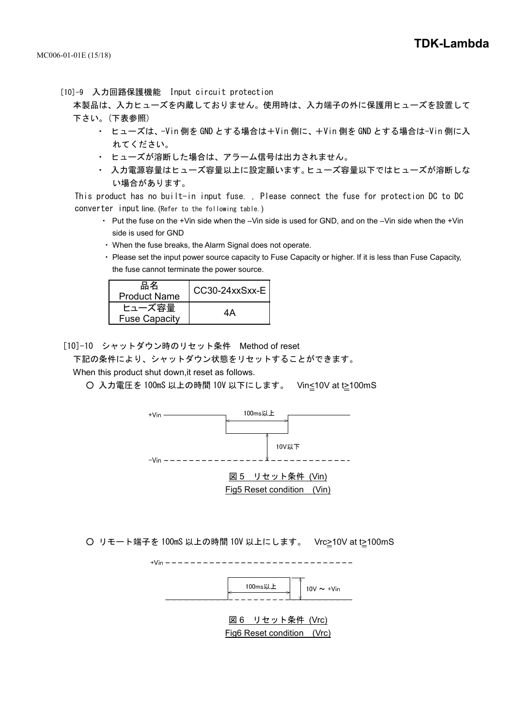### [10]-9　入力回路保護機能　Input circuit protection

本製品は、入力ヒューズを内蔵しておりません。使用時は、入力端子の外に保護用ヒューズを設置して下さい。(下表参照)

- ヒューズは、-Vin 側を GND とする場合は＋Vin 側に、＋Vin 側を GND とする場合は-Vin 側に入れてください。
- ヒューズが溶断した場合は、アラーム信号は出力されません。
- 入力電源容量はヒューズ容量以上に設定願います。ヒューズ容量以下ではヒューズが溶断しない場合があります。

This product has no built-in input fuse. , Please connect the fuse for protection DC to DC converter input line. (Refer to the following table.)

- Put the fuse on the +Vin side when the –Vin side is used for GND, and on the –Vin side when the +Vin side is used for GND
- When the fuse breaks, the Alarm Signal does not operate.
- Please set the input power source capacity to Fuse Capacity or higher. If it is less than Fuse Capacity, the fuse cannot terminate the power source.

| 品名 Product Name | CC30-24xxSxx-E |
|---|---|
| ヒューズ容量 Fuse Capacity | 4A |

### [10]-10　シャットダウン時のリセット条件　Method of reset

下記の条件により、シャットダウン状態をリセットすることができます。

When this product shut down,it reset as follows.

○ 入力電圧を 100mS 以上の時間 10V 以下にします。　Vin≦10V at t≧100mS

+Vin　100ms以上　10V以下　-Vin

図 5　リセット条件 (Vin)
Fig5 Reset condition　(Vin)

○ リモート端子を 100mS 以上の時間 10V 以上にします。　Vrc≧10V at t≧100mS

+Vin　100ms以上　10V ～ +Vin

図 6　リセット条件 (Vrc)
Fig6 Reset condition　(Vrc)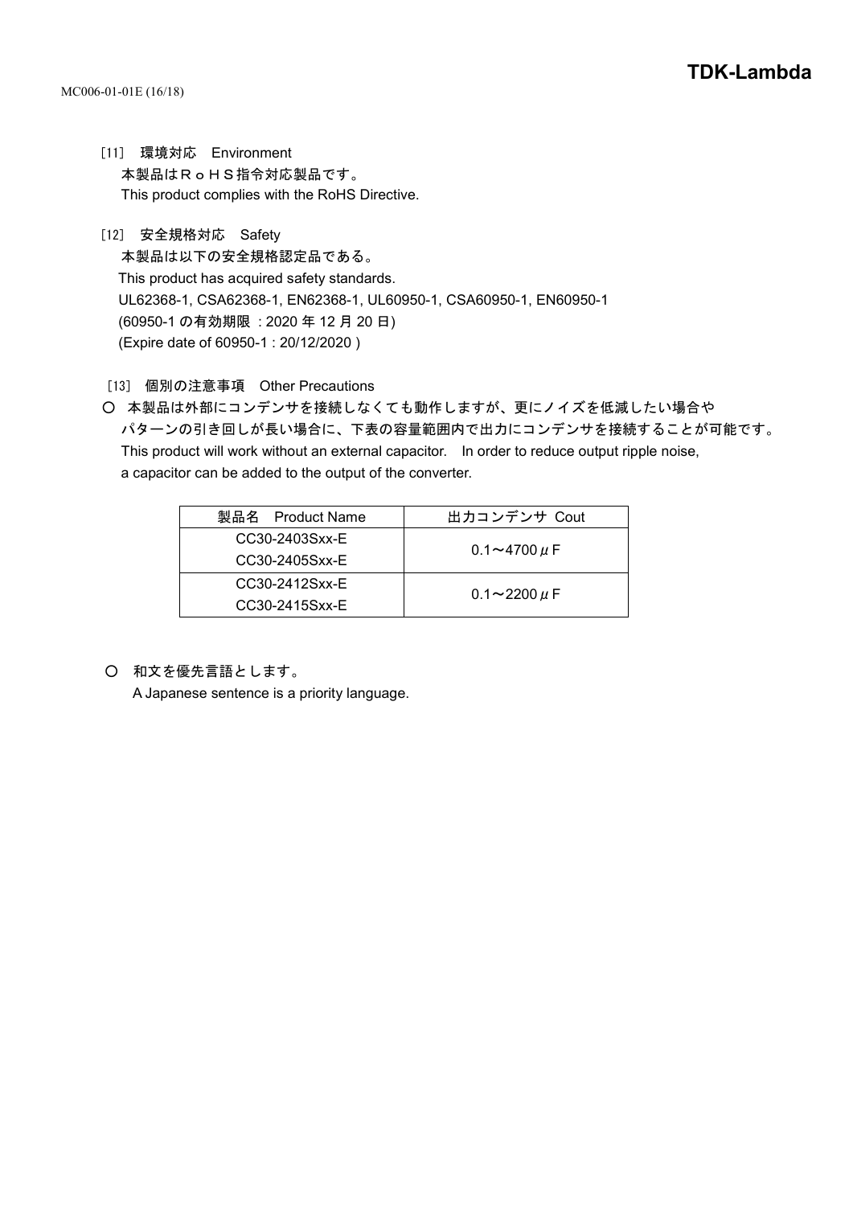[11] 環境対応　Environment

本製品はＲｏＨＳ指令対応製品です。
This product complies with the RoHS Directive.

[12] 安全規格対応　Safety

本製品は以下の安全規格認定品である。
This product has acquired safety standards.
UL62368-1, CSA62368-1, EN62368-1, UL60950-1, CSA60950-1, EN60950-1
(60950-1 の有効期限 : 2020 年 12 月 20 日)
(Expire date of 60950-1 : 20/12/2020 )

[13] 個別の注意事項　Other Precautions

○ 本製品は外部にコンデンサを接続しなくても動作しますが、更にノイズを低減したい場合やパターンの引き回しが長い場合に、下表の容量範囲内で出力にコンデンサを接続することが可能です。
This product will work without an external capacitor.　In order to reduce output ripple noise, a capacitor can be added to the output of the converter.

| 製品名　Product Name | 出力コンデンサ Cout |
| --- | --- |
| CC30-2403Sxx-E<br>CC30-2405Sxx-E | 0.1～4700 μF |
| CC30-2412Sxx-E<br>CC30-2415Sxx-E | 0.1～2200 μF |

○ 和文を優先言語とします。
A Japanese sentence is a priority language.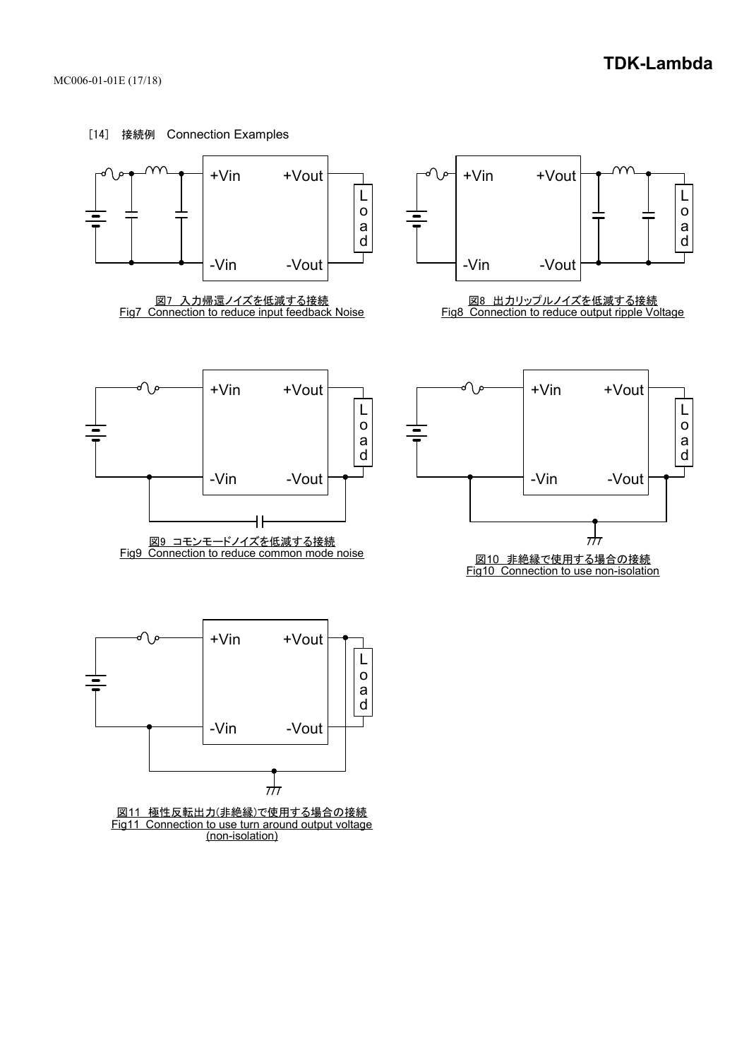［14］ 接続例　Connection Examples

+Vin +Vout -Vin -Vout Load

図7　入力帰還ノイズを低減する接続
Fig7 Connection to reduce input feedback Noise

+Vin +Vout -Vin -Vout Load

図8　出力リップルノイズを低減する接続
Fig8 Connection to reduce output ripple Voltage

+Vin +Vout -Vin -Vout Load

図9　コモンモードノイズを低減する接続
Fig9 Connection to reduce common mode noise

+Vin +Vout -Vin -Vout Load

図10　非絶縁で使用する場合の接続
Fig10 Connection to use non-isolation

+Vin +Vout -Vin -Vout Load

図11　極性反転出力(非絶縁)で使用する場合の接続
Fig11 Connection to use turn around output voltage (non-isolation)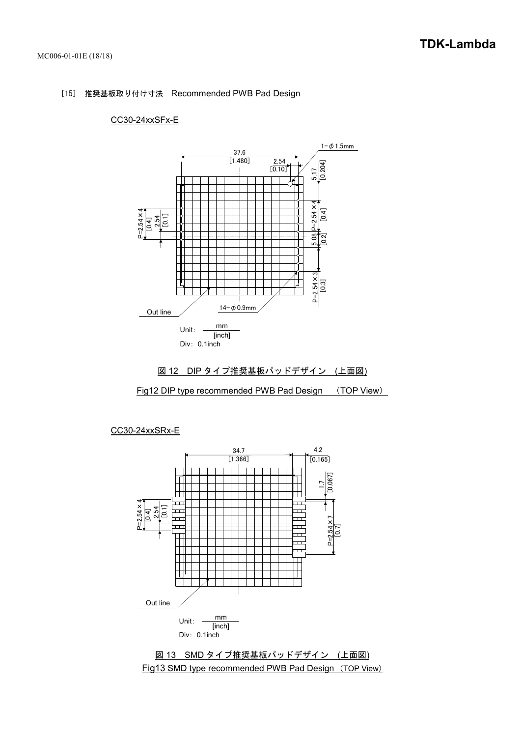［15］ 推奨基板取り付け寸法　Recommended PWB Pad Design

CC30-24xxSFx-E

37.6
[1.480]
2.54
[0.10]
1-φ1.5mm
5.17
[0.204]
P=2.54×4
[0.4]
2.54
[0.1]
P=2.54×4
[0.4]
5.08
[0.2]
P=2.54×3
[0.3]
Out line
14-φ0.9mm
Unit: mm / [inch]
Div: 0.1inch

図 12　DIP タイプ推奨基板パッドデザイン　(上面図)

Fig12 DIP type recommended PWB Pad Design　（TOP View）

CC30-24xxSRx-E

34.7
[1.366]
4.2
[0.165]
1.7
[0.067]
P=2.54×4
[0.4]
2.54
[0.1]
P=2.54×7
[0.7]
Out line
Unit: mm / [inch]
Div: 0.1inch

図 13　SMD タイプ推奨基板パッドデザイン　(上面図)

Fig13 SMD type recommended PWB Pad Design （TOP View）